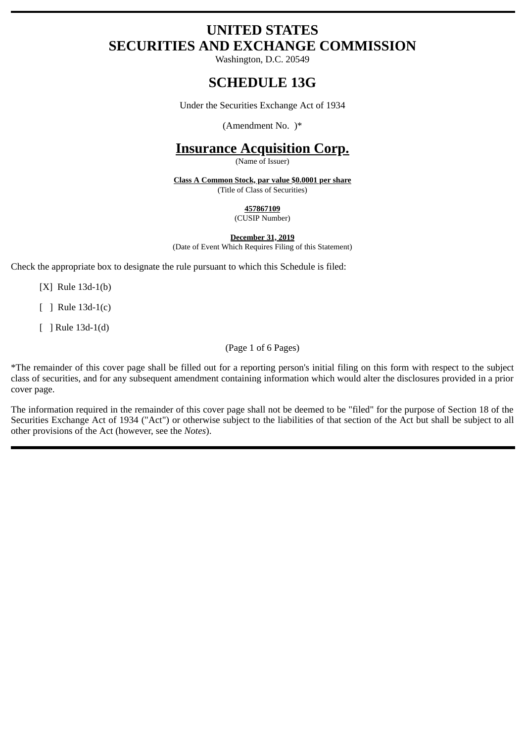# UNITED STATES
# SECURITIES AND EXCHANGE COMMISSION

Washington, D.C. 20549

## SCHEDULE 13G

Under the Securities Exchange Act of 1934

(Amendment No.  )*

## Insurance Acquisition Corp.

(Name of Issuer)

**Class A Common Stock, par value $0.0001 per share**

(Title of Class of Securities)

**457867109**

(CUSIP Number)

**December 31, 2019**

(Date of Event Which Requires Filing of this Statement)

Check the appropriate box to designate the rule pursuant to which this Schedule is filed:

[X] Rule 13d-1(b)

[ ] Rule 13d-1(c)

[ ] Rule 13d-1(d)

(Page 1 of 6 Pages)

*The remainder of this cover page shall be filled out for a reporting person's initial filing on this form with respect to the subject class of securities, and for any subsequent amendment containing information which would alter the disclosures provided in a prior cover page.

The information required in the remainder of this cover page shall not be deemed to be "filed" for the purpose of Section 18 of the Securities Exchange Act of 1934 ("Act") or otherwise subject to the liabilities of that section of the Act but shall be subject to all other provisions of the Act (however, see the *Notes*).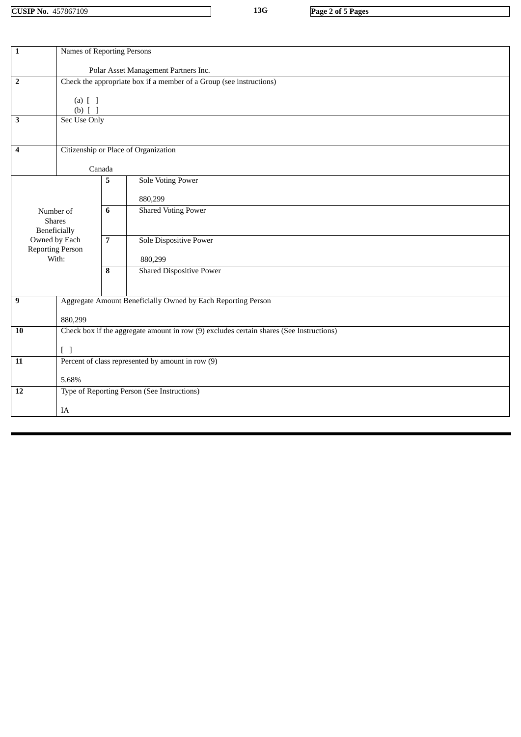| | | | |
|---|---|---|---|
| 1 | Names of Reporting Persons<br><br>Polar Asset Management Partners Inc. | | |
| 2 | Check the appropriate box if a member of a Group (see instructions)<br><br>(a) [ ]<br>(b) [ ] | | |
| 3 | Sec Use Only | | |
| 4 | Citizenship or Place of Organization<br><br>Canada | | |
| Number of Shares Beneficially Owned by Each Reporting Person With: | 5 | Sole Voting Power<br><br>880,299 | |
| | 6 | Shared Voting Power | |
| | 7 | Sole Dispositive Power<br><br>880,299 | |
| | 8 | Shared Dispositive Power | |
| 9 | Aggregate Amount Beneficially Owned by Each Reporting Person<br><br>880,299 | | |
| 10 | Check box if the aggregate amount in row (9) excludes certain shares (See Instructions)<br><br>[ ] | | |
| 11 | Percent of class represented by amount in row (9)<br><br>5.68% | | |
| 12 | Type of Reporting Person (See Instructions)<br><br>IA | | |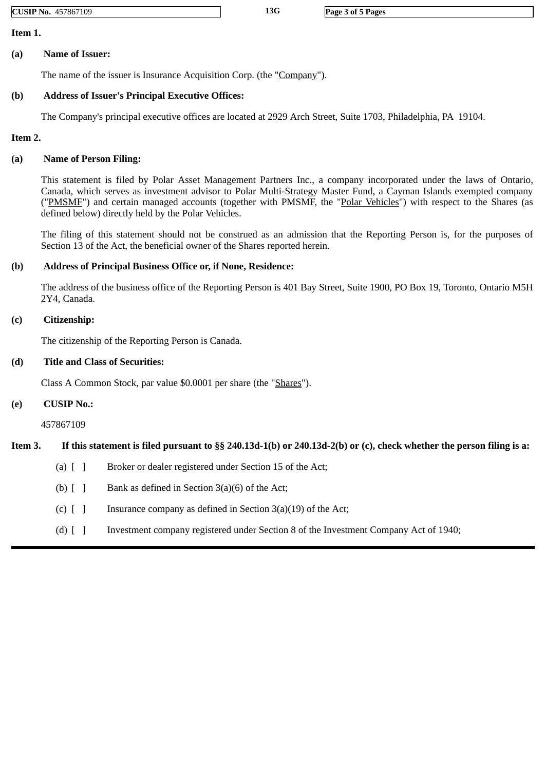**Item 1.**

**(a) Name of Issuer:**

The name of the issuer is Insurance Acquisition Corp. (the "Company").

**(b) Address of Issuer's Principal Executive Offices:**

The Company's principal executive offices are located at 2929 Arch Street, Suite 1703, Philadelphia, PA 19104.

**Item 2.**

**(a) Name of Person Filing:**

This statement is filed by Polar Asset Management Partners Inc., a company incorporated under the laws of Ontario, Canada, which serves as investment advisor to Polar Multi-Strategy Master Fund, a Cayman Islands exempted company ("PMSMF") and certain managed accounts (together with PMSMF, the "Polar Vehicles") with respect to the Shares (as defined below) directly held by the Polar Vehicles.

The filing of this statement should not be construed as an admission that the Reporting Person is, for the purposes of Section 13 of the Act, the beneficial owner of the Shares reported herein.

**(b) Address of Principal Business Office or, if None, Residence:**

The address of the business office of the Reporting Person is 401 Bay Street, Suite 1900, PO Box 19, Toronto, Ontario M5H 2Y4, Canada.

**(c) Citizenship:**

The citizenship of the Reporting Person is Canada.

**(d) Title and Class of Securities:**

Class A Common Stock, par value $0.0001 per share (the "Shares").

**(e) CUSIP No.:**

457867109

**Item 3. If this statement is filed pursuant to §§ 240.13d-1(b) or 240.13d-2(b) or (c), check whether the person filing is a:**

(a) [ ] Broker or dealer registered under Section 15 of the Act;

(b) [ ] Bank as defined in Section 3(a)(6) of the Act;

(c) [ ] Insurance company as defined in Section 3(a)(19) of the Act;

(d) [ ] Investment company registered under Section 8 of the Investment Company Act of 1940;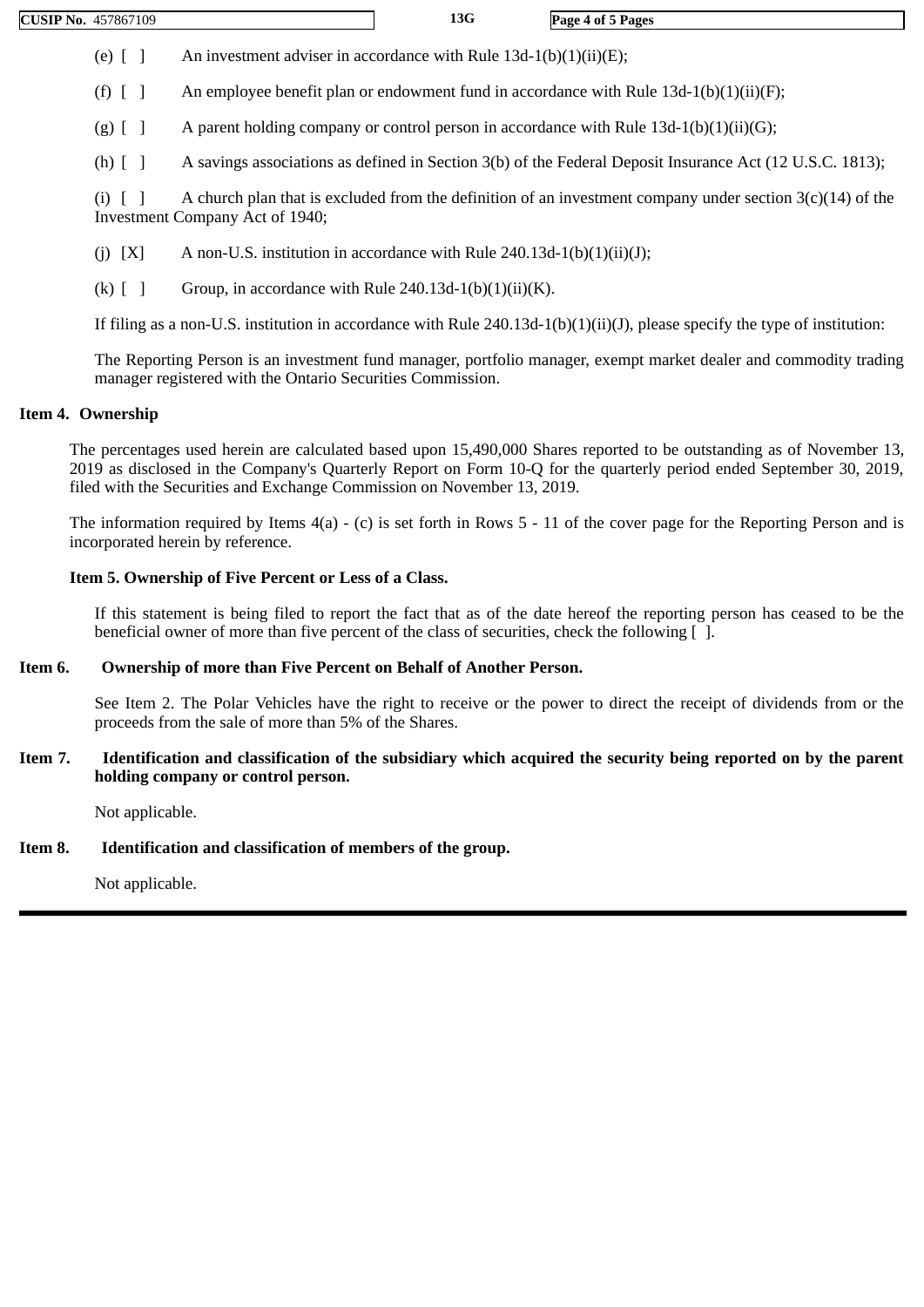(e) [ ] An investment adviser in accordance with Rule 13d-1(b)(1)(ii)(E);

(f) [ ] An employee benefit plan or endowment fund in accordance with Rule 13d-1(b)(1)(ii)(F);

(g) [ ] A parent holding company or control person in accordance with Rule 13d-1(b)(1)(ii)(G);

(h) [ ] A savings associations as defined in Section 3(b) of the Federal Deposit Insurance Act (12 U.S.C. 1813);

(i) [ ] A church plan that is excluded from the definition of an investment company under section 3(c)(14) of the Investment Company Act of 1940;

(j) [X] A non-U.S. institution in accordance with Rule 240.13d-1(b)(1)(ii)(J);

(k) [ ] Group, in accordance with Rule 240.13d-1(b)(1)(ii)(K).

If filing as a non-U.S. institution in accordance with Rule 240.13d-1(b)(1)(ii)(J), please specify the type of institution:

The Reporting Person is an investment fund manager, portfolio manager, exempt market dealer and commodity trading manager registered with the Ontario Securities Commission.

**Item 4. Ownership**

The percentages used herein are calculated based upon 15,490,000 Shares reported to be outstanding as of November 13, 2019 as disclosed in the Company's Quarterly Report on Form 10-Q for the quarterly period ended September 30, 2019, filed with the Securities and Exchange Commission on November 13, 2019.

The information required by Items 4(a) - (c) is set forth in Rows 5 - 11 of the cover page for the Reporting Person and is incorporated herein by reference.

**Item 5. Ownership of Five Percent or Less of a Class.**

If this statement is being filed to report the fact that as of the date hereof the reporting person has ceased to be the beneficial owner of more than five percent of the class of securities, check the following [ ].

**Item 6. Ownership of more than Five Percent on Behalf of Another Person.**

See Item 2. The Polar Vehicles have the right to receive or the power to direct the receipt of dividends from or the proceeds from the sale of more than 5% of the Shares.

**Item 7. Identification and classification of the subsidiary which acquired the security being reported on by the parent holding company or control person.**

Not applicable.

**Item 8. Identification and classification of members of the group.**

Not applicable.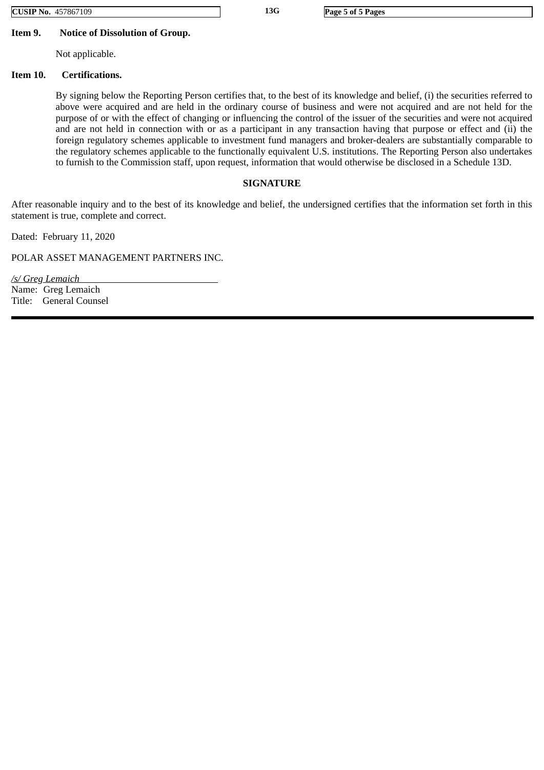**Item 9. Notice of Dissolution of Group.**

Not applicable.

**Item 10. Certifications.**

By signing below the Reporting Person certifies that, to the best of its knowledge and belief, (i) the securities referred to above were acquired and are held in the ordinary course of business and were not acquired and are not held for the purpose of or with the effect of changing or influencing the control of the issuer of the securities and were not acquired and are not held in connection with or as a participant in any transaction having that purpose or effect and (ii) the foreign regulatory schemes applicable to investment fund managers and broker-dealers are substantially comparable to the regulatory schemes applicable to the functionally equivalent U.S. institutions. The Reporting Person also undertakes to furnish to the Commission staff, upon request, information that would otherwise be disclosed in a Schedule 13D.

**SIGNATURE**

After reasonable inquiry and to the best of its knowledge and belief, the undersigned certifies that the information set forth in this statement is true, complete and correct.

Dated: February 11, 2020

POLAR ASSET MANAGEMENT PARTNERS INC.

*/s/ Greg Lemaich*
Name: Greg Lemaich
Title: General Counsel